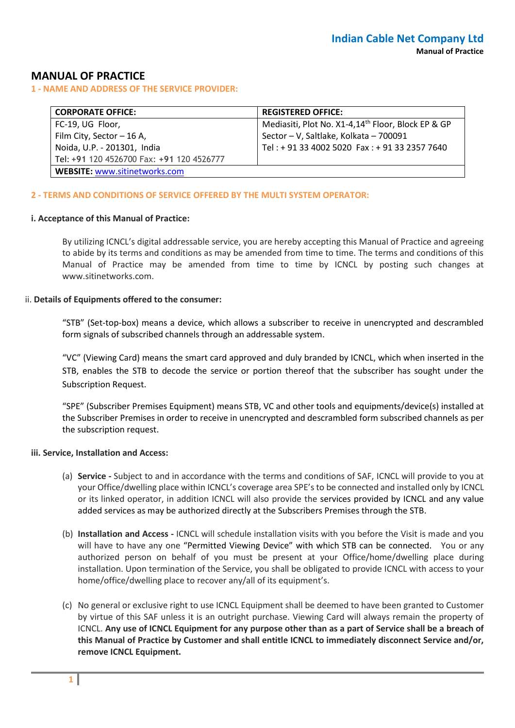# MANUAL OF PRACTICE

## 1 - NAME AND ADDRESS OF THE SERVICE PROVIDER:

| CORPORATE OFFICE: | REGISTERED OFFICE: |
|---|---|
| FC-19, UG Floor,<br>Film City, Sector – 16 A,<br>Noida, U.P. - 201301, India<br>Tel: +91 120 4526700 Fax: +91 120 4526777 | Mediasiti, Plot No. X1-4,14th Floor, Block EP & GP<br>Sector – V, Saltlake, Kolkata – 700091<br>Tel : + 91 33 4002 5020 Fax : + 91 33 2357 7640 |
| **WEBSITE:** www.sitinetworks.com | |

## 2 - TERMS AND CONDITIONS OF SERVICE OFFERED BY THE MULTI SYSTEM OPERATOR:

### i. Acceptance of this Manual of Practice:

By utilizing ICNCL's digital addressable service, you are hereby accepting this Manual of Practice and agreeing to abide by its terms and conditions as may be amended from time to time. The terms and conditions of this Manual of Practice may be amended from time to time by ICNCL by posting such changes at www.sitinetworks.com.

### ii. Details of Equipments offered to the consumer:

"STB" (Set-top-box) means a device, which allows a subscriber to receive in unencrypted and descrambled form signals of subscribed channels through an addressable system.

"VC" (Viewing Card) means the smart card approved and duly branded by ICNCL, which when inserted in the STB, enables the STB to decode the service or portion thereof that the subscriber has sought under the Subscription Request.

"SPE" (Subscriber Premises Equipment) means STB, VC and other tools and equipments/device(s) installed at the Subscriber Premises in order to receive in unencrypted and descrambled form subscribed channels as per the subscription request.

### iii. Service, Installation and Access:

(a) **Service -** Subject to and in accordance with the terms and conditions of SAF, ICNCL will provide to you at your Office/dwelling place within ICNCL's coverage area SPE's to be connected and installed only by ICNCL or its linked operator, in addition ICNCL will also provide the services provided by ICNCL and any value added services as may be authorized directly at the Subscribers Premises through the STB.

(b) **Installation and Access -** ICNCL will schedule installation visits with you before the Visit is made and you will have to have any one "Permitted Viewing Device" with which STB can be connected. You or any authorized person on behalf of you must be present at your Office/home/dwelling place during installation. Upon termination of the Service, you shall be obligated to provide ICNCL with access to your home/office/dwelling place to recover any/all of its equipment's.

(c) No general or exclusive right to use ICNCL Equipment shall be deemed to have been granted to Customer by virtue of this SAF unless it is an outright purchase. Viewing Card will always remain the property of ICNCL. **Any use of ICNCL Equipment for any purpose other than as a part of Service shall be a breach of this Manual of Practice by Customer and shall entitle ICNCL to immediately disconnect Service and/or, remove ICNCL Equipment.**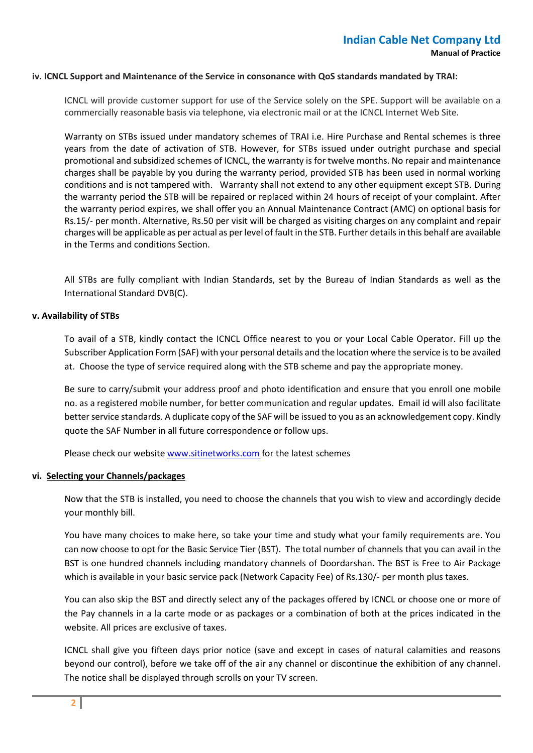#### iv. ICNCL Support and Maintenance of the Service in consonance with QoS standards mandated by TRAI:

ICNCL will provide customer support for use of the Service solely on the SPE. Support will be available on a commercially reasonable basis via telephone, via electronic mail or at the ICNCL Internet Web Site.

Warranty on STBs issued under mandatory schemes of TRAI i.e. Hire Purchase and Rental schemes is three years from the date of activation of STB. However, for STBs issued under outright purchase and special promotional and subsidized schemes of ICNCL, the warranty is for twelve months. No repair and maintenance charges shall be payable by you during the warranty period, provided STB has been used in normal working conditions and is not tampered with. Warranty shall not extend to any other equipment except STB. During the warranty period the STB will be repaired or replaced within 24 hours of receipt of your complaint. After the warranty period expires, we shall offer you an Annual Maintenance Contract (AMC) on optional basis for Rs.15/- per month. Alternative, Rs.50 per visit will be charged as visiting charges on any complaint and repair charges will be applicable as per actual as per level of fault in the STB. Further details in this behalf are available in the Terms and conditions Section.

All STBs are fully compliant with Indian Standards, set by the Bureau of Indian Standards as well as the International Standard DVB(C).

#### v. Availability of STBs

To avail of a STB, kindly contact the ICNCL Office nearest to you or your Local Cable Operator. Fill up the Subscriber Application Form (SAF) with your personal details and the location where the service is to be availed at. Choose the type of service required along with the STB scheme and pay the appropriate money.

Be sure to carry/submit your address proof and photo identification and ensure that you enroll one mobile no. as a registered mobile number, for better communication and regular updates. Email id will also facilitate better service standards. A duplicate copy of the SAF will be issued to you as an acknowledgement copy. Kindly quote the SAF Number in all future correspondence or follow ups.

Please check our website [www.sitinetworks.com](http://www.sitinetworks.com) for the latest schemes

#### vi. Selecting your Channels/packages

Now that the STB is installed, you need to choose the channels that you wish to view and accordingly decide your monthly bill.

You have many choices to make here, so take your time and study what your family requirements are. You can now choose to opt for the Basic Service Tier (BST). The total number of channels that you can avail in the BST is one hundred channels including mandatory channels of Doordarshan. The BST is Free to Air Package which is available in your basic service pack (Network Capacity Fee) of Rs.130/- per month plus taxes.

You can also skip the BST and directly select any of the packages offered by ICNCL or choose one or more of the Pay channels in a la carte mode or as packages or a combination of both at the prices indicated in the website. All prices are exclusive of taxes.

ICNCL shall give you fifteen days prior notice (save and except in cases of natural calamities and reasons beyond our control), before we take off of the air any channel or discontinue the exhibition of any channel. The notice shall be displayed through scrolls on your TV screen.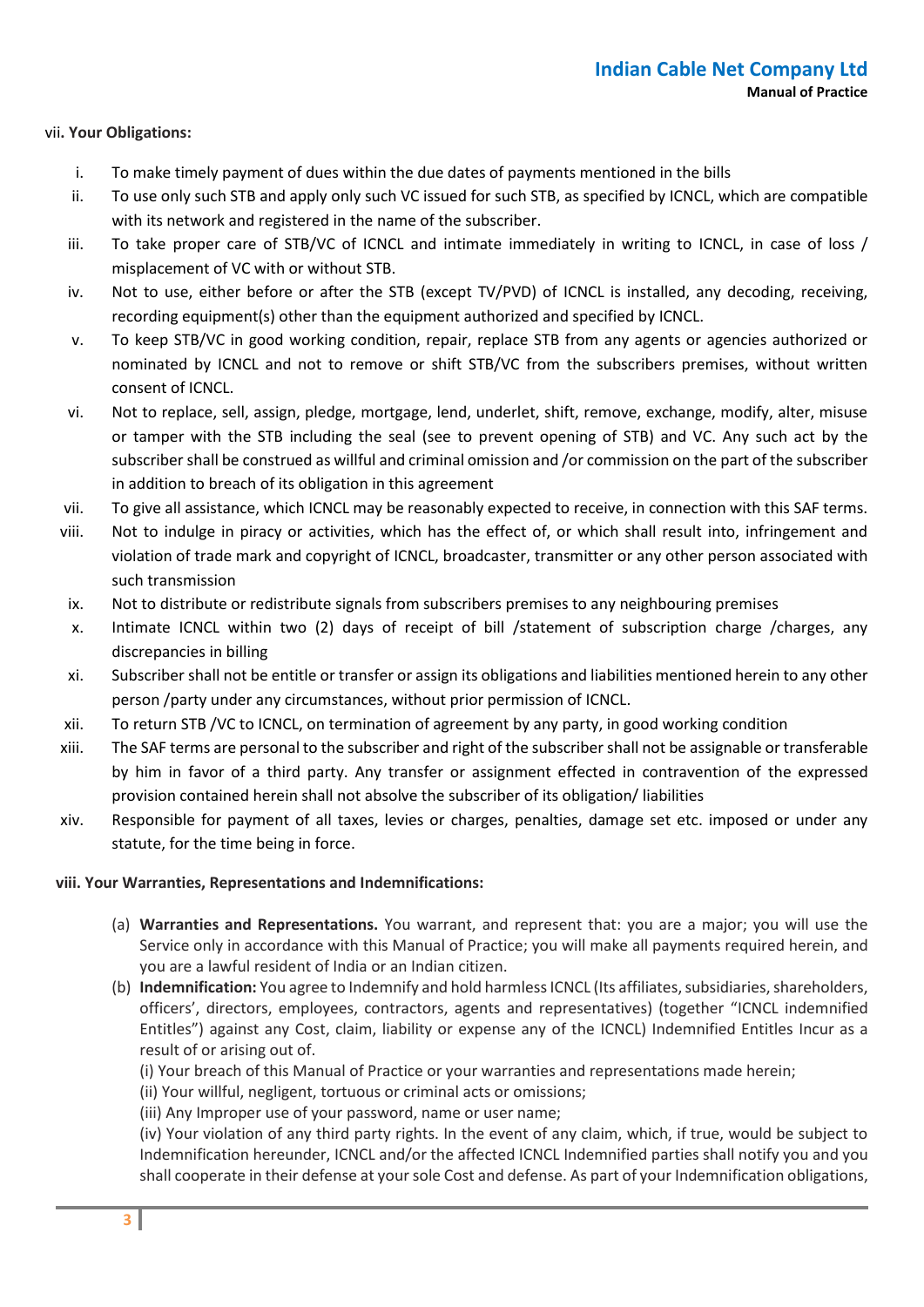vii. **Your Obligations:**

i. To make timely payment of dues within the due dates of payments mentioned in the bills

ii. To use only such STB and apply only such VC issued for such STB, as specified by ICNCL, which are compatible with its network and registered in the name of the subscriber.

iii. To take proper care of STB/VC of ICNCL and intimate immediately in writing to ICNCL, in case of loss / misplacement of VC with or without STB.

iv. Not to use, either before or after the STB (except TV/PVD) of ICNCL is installed, any decoding, receiving, recording equipment(s) other than the equipment authorized and specified by ICNCL.

v. To keep STB/VC in good working condition, repair, replace STB from any agents or agencies authorized or nominated by ICNCL and not to remove or shift STB/VC from the subscribers premises, without written consent of ICNCL.

vi. Not to replace, sell, assign, pledge, mortgage, lend, underlet, shift, remove, exchange, modify, alter, misuse or tamper with the STB including the seal (see to prevent opening of STB) and VC. Any such act by the subscriber shall be construed as willful and criminal omission and /or commission on the part of the subscriber in addition to breach of its obligation in this agreement

vii. To give all assistance, which ICNCL may be reasonably expected to receive, in connection with this SAF terms.

viii. Not to indulge in piracy or activities, which has the effect of, or which shall result into, infringement and violation of trade mark and copyright of ICNCL, broadcaster, transmitter or any other person associated with such transmission

ix. Not to distribute or redistribute signals from subscribers premises to any neighbouring premises

x. Intimate ICNCL within two (2) days of receipt of bill /statement of subscription charge /charges, any discrepancies in billing

xi. Subscriber shall not be entitle or transfer or assign its obligations and liabilities mentioned herein to any other person /party under any circumstances, without prior permission of ICNCL.

xii. To return STB /VC to ICNCL, on termination of agreement by any party, in good working condition

xiii. The SAF terms are personal to the subscriber and right of the subscriber shall not be assignable or transferable by him in favor of a third party. Any transfer or assignment effected in contravention of the expressed provision contained herein shall not absolve the subscriber of its obligation/ liabilities

xiv. Responsible for payment of all taxes, levies or charges, penalties, damage set etc. imposed or under any statute, for the time being in force.

**viii. Your Warranties, Representations and Indemnifications:**

(a) **Warranties and Representations.** You warrant, and represent that: you are a major; you will use the Service only in accordance with this Manual of Practice; you will make all payments required herein, and you are a lawful resident of India or an Indian citizen.

(b) **Indemnification:** You agree to Indemnify and hold harmless ICNCL (Its affiliates, subsidiaries, shareholders, officers', directors, employees, contractors, agents and representatives) (together "ICNCL indemnified Entitles") against any Cost, claim, liability or expense any of the ICNCL) Indemnified Entitles Incur as a result of or arising out of.

(i) Your breach of this Manual of Practice or your warranties and representations made herein;

(ii) Your willful, negligent, tortuous or criminal acts or omissions;

(iii) Any Improper use of your password, name or user name;

(iv) Your violation of any third party rights. In the event of any claim, which, if true, would be subject to Indemnification hereunder, ICNCL and/or the affected ICNCL Indemnified parties shall notify you and you shall cooperate in their defense at your sole Cost and defense. As part of your Indemnification obligations,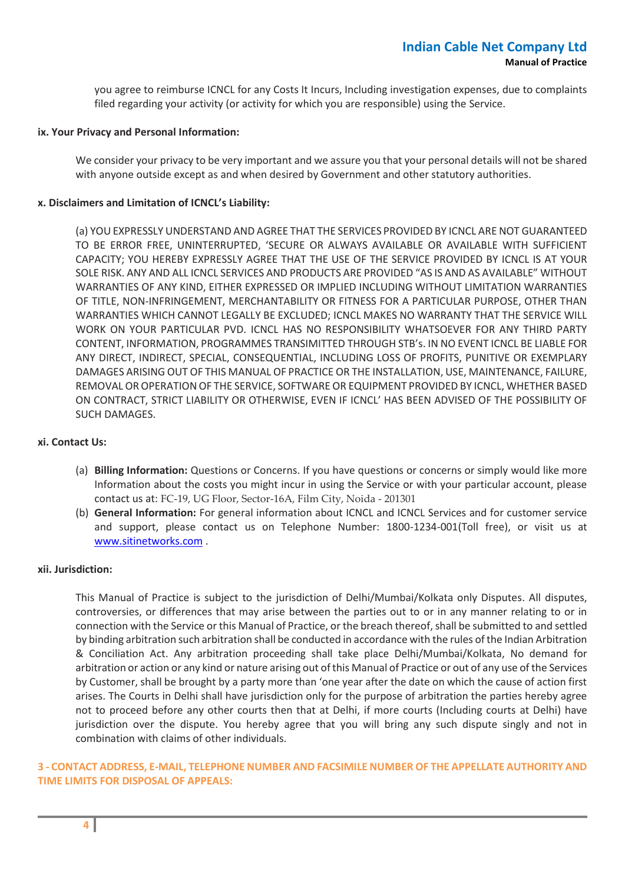you agree to reimburse ICNCL for any Costs It Incurs, Including investigation expenses, due to complaints filed regarding your activity (or activity for which you are responsible) using the Service.

**ix. Your Privacy and Personal Information:**

We consider your privacy to be very important and we assure you that your personal details will not be shared with anyone outside except as and when desired by Government and other statutory authorities.

**x. Disclaimers and Limitation of ICNCL's Liability:**

(a) YOU EXPRESSLY UNDERSTAND AND AGREE THAT THE SERVICES PROVIDED BY ICNCL ARE NOT GUARANTEED TO BE ERROR FREE, UNINTERRUPTED, 'SECURE OR ALWAYS AVAILABLE OR AVAILABLE WITH SUFFICIENT CAPACITY; YOU HEREBY EXPRESSLY AGREE THAT THE USE OF THE SERVICE PROVIDED BY ICNCL IS AT YOUR SOLE RISK. ANY AND ALL ICNCL SERVICES AND PRODUCTS ARE PROVIDED "AS IS AND AS AVAILABLE" WITHOUT WARRANTIES OF ANY KIND, EITHER EXPRESSED OR IMPLIED INCLUDING WITHOUT LIMITATION WARRANTIES OF TITLE, NON-INFRINGEMENT, MERCHANTABILITY OR FITNESS FOR A PARTICULAR PURPOSE, OTHER THAN WARRANTIES WHICH CANNOT LEGALLY BE EXCLUDED; ICNCL MAKES NO WARRANTY THAT THE SERVICE WILL WORK ON YOUR PARTICULAR PVD. ICNCL HAS NO RESPONSIBILITY WHATSOEVER FOR ANY THIRD PARTY CONTENT, INFORMATION, PROGRAMMES TRANSIMITTED THROUGH STB's. IN NO EVENT ICNCL BE LIABLE FOR ANY DIRECT, INDIRECT, SPECIAL, CONSEQUENTIAL, INCLUDING LOSS OF PROFITS, PUNITIVE OR EXEMPLARY DAMAGES ARISING OUT OF THIS MANUAL OF PRACTICE OR THE INSTALLATION, USE, MAINTENANCE, FAILURE, REMOVAL OR OPERATION OF THE SERVICE, SOFTWARE OR EQUIPMENT PROVIDED BY ICNCL, WHETHER BASED ON CONTRACT, STRICT LIABILITY OR OTHERWISE, EVEN IF ICNCL' HAS BEEN ADVISED OF THE POSSIBILITY OF SUCH DAMAGES.

**xi. Contact Us:**

(a) **Billing Information:** Questions or Concerns. If you have questions or concerns or simply would like more Information about the costs you might incur in using the Service or with your particular account, please contact us at: FC-19, UG Floor, Sector-16A, Film City, Noida - 201301

(b) **General Information:** For general information about ICNCL and ICNCL Services and for customer service and support, please contact us on Telephone Number: 1800-1234-001(Toll free), or visit us at www.sitinetworks.com .

**xii. Jurisdiction:**

This Manual of Practice is subject to the jurisdiction of Delhi/Mumbai/Kolkata only Disputes. All disputes, controversies, or differences that may arise between the parties out to or in any manner relating to or in connection with the Service or this Manual of Practice, or the breach thereof, shall be submitted to and settled by binding arbitration such arbitration shall be conducted in accordance with the rules of the Indian Arbitration & Conciliation Act. Any arbitration proceeding shall take place Delhi/Mumbai/Kolkata, No demand for arbitration or action or any kind or nature arising out of this Manual of Practice or out of any use of the Services by Customer, shall be brought by a party more than 'one year after the date on which the cause of action first arises. The Courts in Delhi shall have jurisdiction only for the purpose of arbitration the parties hereby agree not to proceed before any other courts then that at Delhi, if more courts (Including courts at Delhi) have jurisdiction over the dispute. You hereby agree that you will bring any such dispute singly and not in combination with claims of other individuals.

## 3 - CONTACT ADDRESS, E-MAIL, TELEPHONE NUMBER AND FACSIMILE NUMBER OF THE APPELLATE AUTHORITY AND TIME LIMITS FOR DISPOSAL OF APPEALS: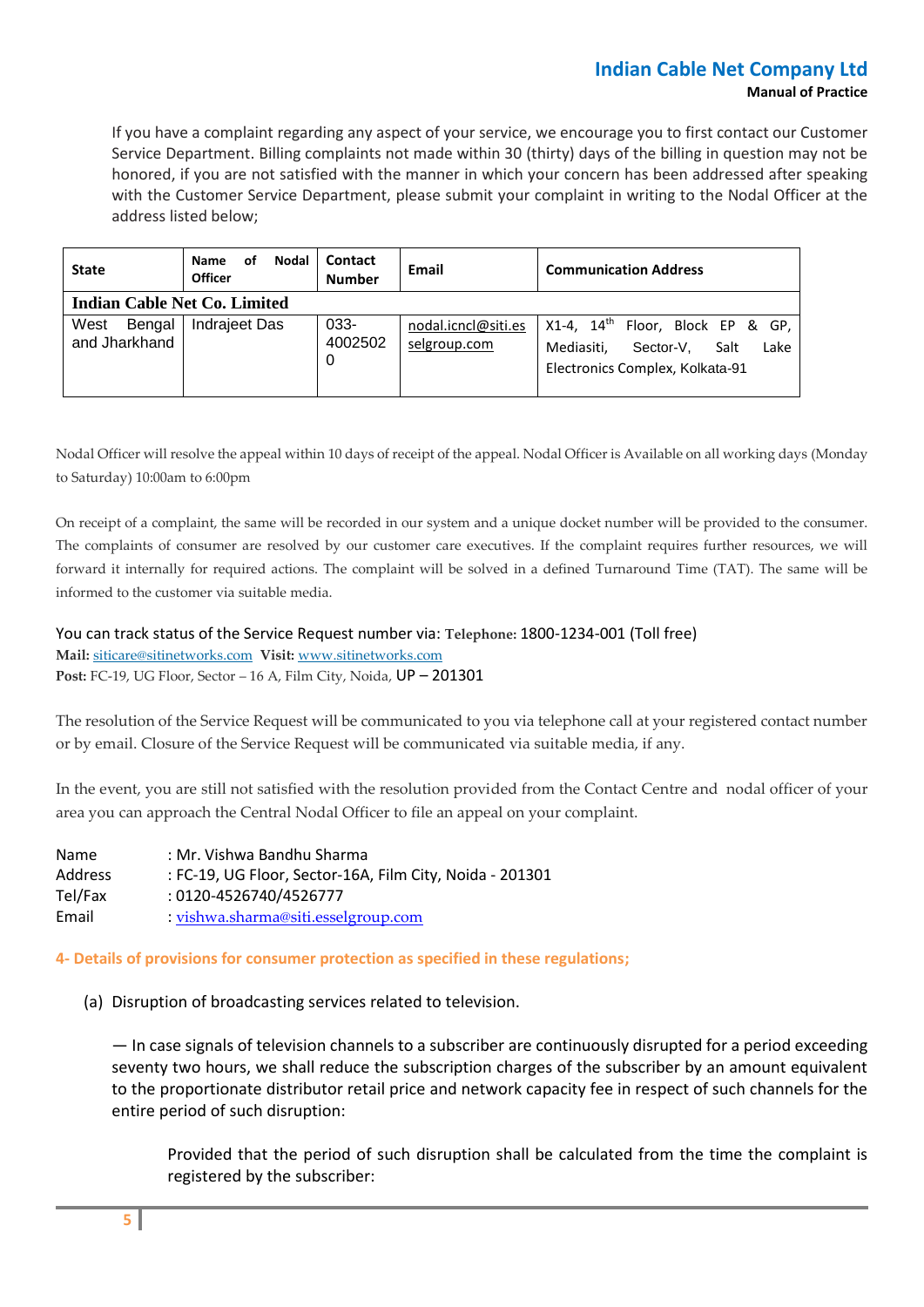If you have a complaint regarding any aspect of your service, we encourage you to first contact our Customer Service Department. Billing complaints not made within 30 (thirty) days of the billing in question may not be honored, if you are not satisfied with the manner in which your concern has been addressed after speaking with the Customer Service Department, please submit your complaint in writing to the Nodal Officer at the address listed below;

| State | Name of Nodal Officer | Contact Number | Email | Communication Address |
|---|---|---|---|---|
| **Indian Cable Net Co. Limited** | | | | |
| West Bengal and Jharkhand | Indrajeet Das | 033-40025020 | nodal.icncl@siti.esselgroup.com | X1-4, 14th Floor, Block EP & GP, Mediasiti, Sector-V, Salt Lake Electronics Complex, Kolkata-91 |

Nodal Officer will resolve the appeal within 10 days of receipt of the appeal. Nodal Officer is Available on all working days (Monday to Saturday) 10:00am to 6:00pm

On receipt of a complaint, the same will be recorded in our system and a unique docket number will be provided to the consumer. The complaints of consumer are resolved by our customer care executives. If the complaint requires further resources, we will forward it internally for required actions. The complaint will be solved in a defined Turnaround Time (TAT). The same will be informed to the customer via suitable media.

You can track status of the Service Request number via: **Telephone:** 1800-1234-001 (Toll free)
**Mail:** siticare@sitinetworks.com **Visit:** www.sitinetworks.com
**Post:** FC-19, UG Floor, Sector – 16 A, Film City, Noida, UP – 201301

The resolution of the Service Request will be communicated to you via telephone call at your registered contact number or by email. Closure of the Service Request will be communicated via suitable media, if any.

In the event, you are still not satisfied with the resolution provided from the Contact Centre and nodal officer of your area you can approach the Central Nodal Officer to file an appeal on your complaint.

Name : Mr. Vishwa Bandhu Sharma
Address : FC-19, UG Floor, Sector-16A, Film City, Noida - 201301
Tel/Fax : 0120-4526740/4526777
Email : vishwa.sharma@siti.esselgroup.com

## 4- Details of provisions for consumer protection as specified in these regulations;

(a) Disruption of broadcasting services related to television.

— In case signals of television channels to a subscriber are continuously disrupted for a period exceeding seventy two hours, we shall reduce the subscription charges of the subscriber by an amount equivalent to the proportionate distributor retail price and network capacity fee in respect of such channels for the entire period of such disruption:

Provided that the period of such disruption shall be calculated from the time the complaint is registered by the subscriber: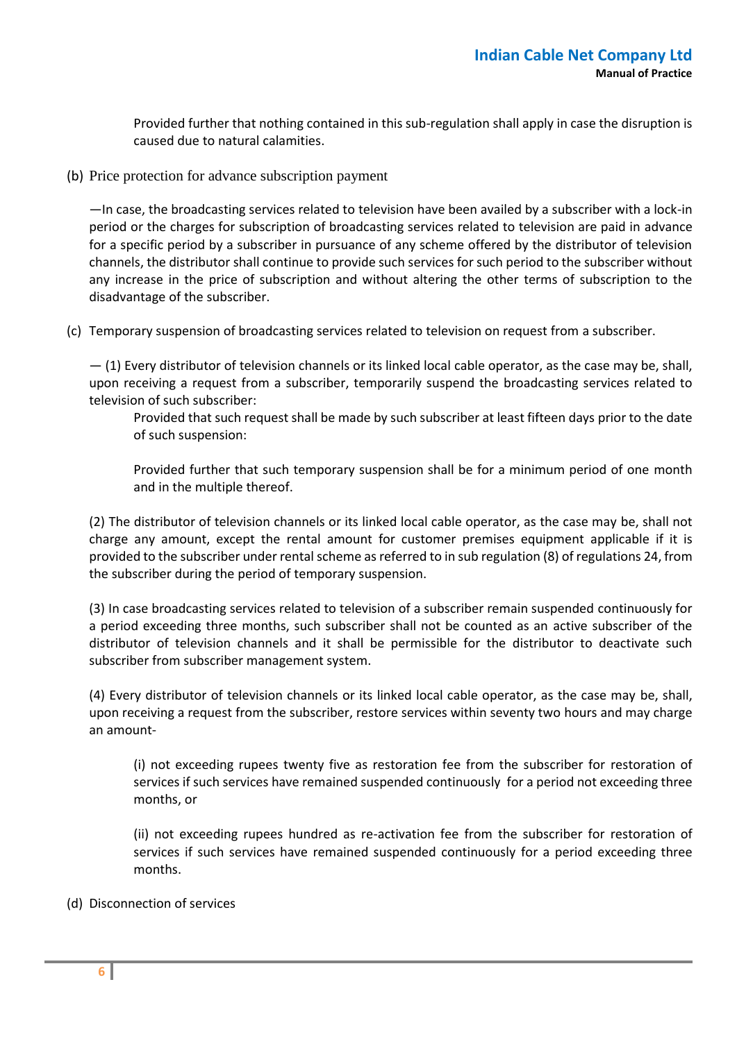Provided further that nothing contained in this sub-regulation shall apply in case the disruption is caused due to natural calamities.

(b) Price protection for advance subscription payment

—In case, the broadcasting services related to television have been availed by a subscriber with a lock-in period or the charges for subscription of broadcasting services related to television are paid in advance for a specific period by a subscriber in pursuance of any scheme offered by the distributor of television channels, the distributor shall continue to provide such services for such period to the subscriber without any increase in the price of subscription and without altering the other terms of subscription to the disadvantage of the subscriber.

(c) Temporary suspension of broadcasting services related to television on request from a subscriber.

— (1) Every distributor of television channels or its linked local cable operator, as the case may be, shall, upon receiving a request from a subscriber, temporarily suspend the broadcasting services related to television of such subscriber:

Provided that such request shall be made by such subscriber at least fifteen days prior to the date of such suspension:

Provided further that such temporary suspension shall be for a minimum period of one month and in the multiple thereof.

(2) The distributor of television channels or its linked local cable operator, as the case may be, shall not charge any amount, except the rental amount for customer premises equipment applicable if it is provided to the subscriber under rental scheme as referred to in sub regulation (8) of regulations 24, from the subscriber during the period of temporary suspension.

(3) In case broadcasting services related to television of a subscriber remain suspended continuously for a period exceeding three months, such subscriber shall not be counted as an active subscriber of the distributor of television channels and it shall be permissible for the distributor to deactivate such subscriber from subscriber management system.

(4) Every distributor of television channels or its linked local cable operator, as the case may be, shall, upon receiving a request from the subscriber, restore services within seventy two hours and may charge an amount-

(i) not exceeding rupees twenty five as restoration fee from the subscriber for restoration of services if such services have remained suspended continuously for a period not exceeding three months, or

(ii) not exceeding rupees hundred as re-activation fee from the subscriber for restoration of services if such services have remained suspended continuously for a period exceeding three months.

(d) Disconnection of services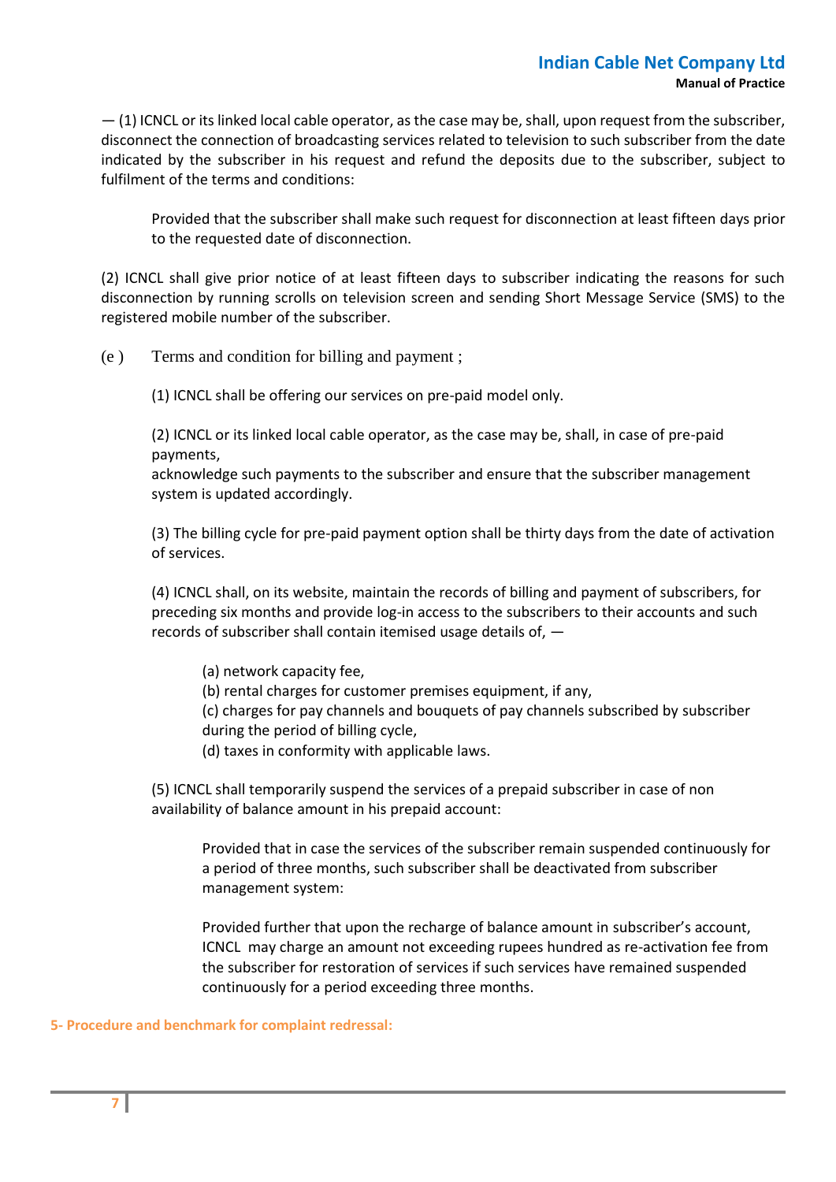— (1) ICNCL or its linked local cable operator, as the case may be, shall, upon request from the subscriber, disconnect the connection of broadcasting services related to television to such subscriber from the date indicated by the subscriber in his request and refund the deposits due to the subscriber, subject to fulfilment of the terms and conditions:

> Provided that the subscriber shall make such request for disconnection at least fifteen days prior to the requested date of disconnection.

(2) ICNCL shall give prior notice of at least fifteen days to subscriber indicating the reasons for such disconnection by running scrolls on television screen and sending Short Message Service (SMS) to the registered mobile number of the subscriber.

(e ) Terms and condition for billing and payment ;

(1) ICNCL shall be offering our services on pre-paid model only.

(2) ICNCL or its linked local cable operator, as the case may be, shall, in case of pre-paid payments,
acknowledge such payments to the subscriber and ensure that the subscriber management system is updated accordingly.

(3) The billing cycle for pre-paid payment option shall be thirty days from the date of activation of services.

(4) ICNCL shall, on its website, maintain the records of billing and payment of subscribers, for preceding six months and provide log-in access to the subscribers to their accounts and such records of subscriber shall contain itemised usage details of, —

(a) network capacity fee,
(b) rental charges for customer premises equipment, if any,
(c) charges for pay channels and bouquets of pay channels subscribed by subscriber during the period of billing cycle,
(d) taxes in conformity with applicable laws.

(5) ICNCL shall temporarily suspend the services of a prepaid subscriber in case of non availability of balance amount in his prepaid account:

> Provided that in case the services of the subscriber remain suspended continuously for a period of three months, such subscriber shall be deactivated from subscriber management system:
>
> Provided further that upon the recharge of balance amount in subscriber's account, ICNCL may charge an amount not exceeding rupees hundred as re-activation fee from the subscriber for restoration of services if such services have remained suspended continuously for a period exceeding three months.

## 5- Procedure and benchmark for complaint redressal: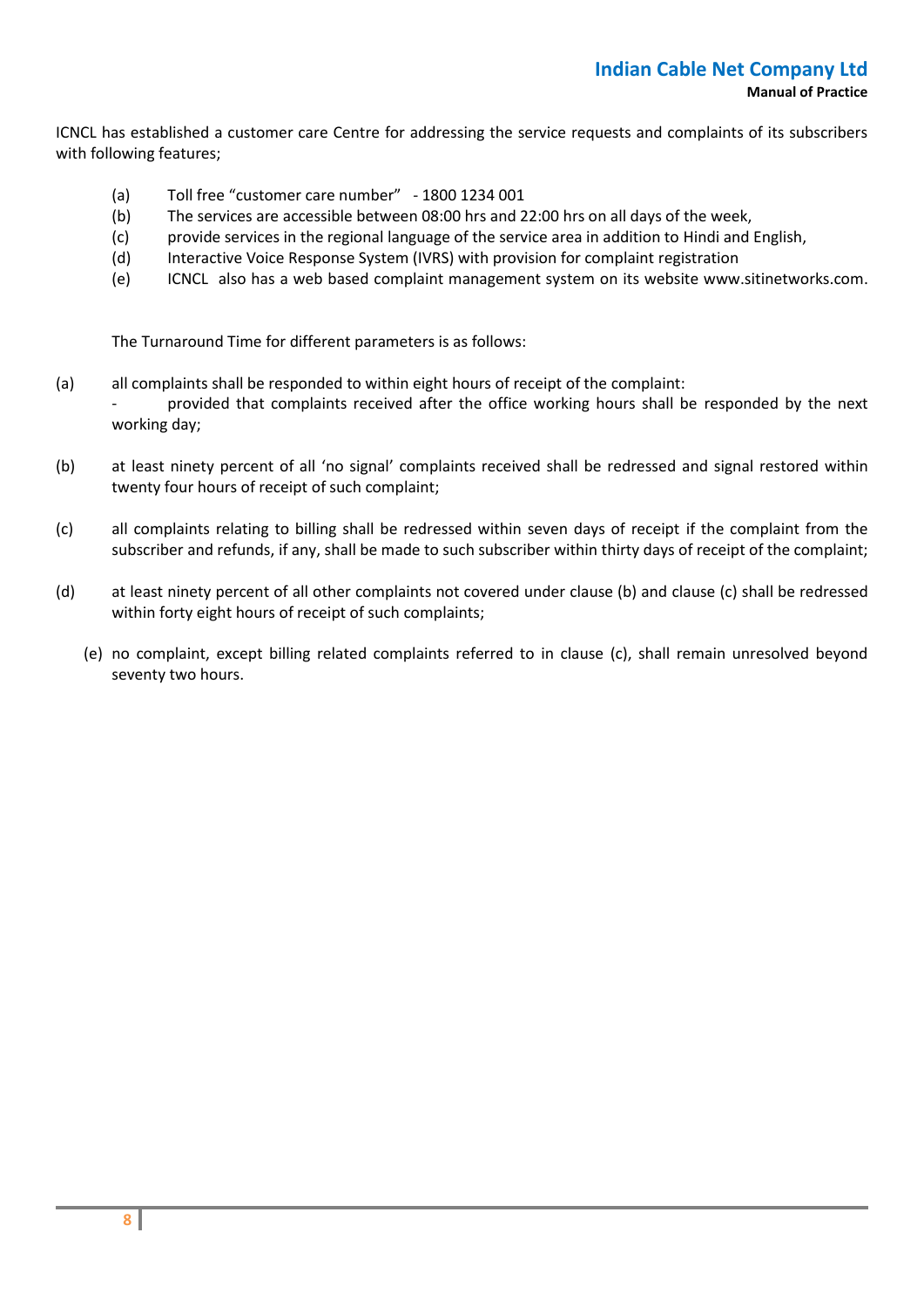ICNCL has established a customer care Centre for addressing the service requests and complaints of its subscribers with following features;

- (a) Toll free "customer care number" - 1800 1234 001
- (b) The services are accessible between 08:00 hrs and 22:00 hrs on all days of the week,
- (c) provide services in the regional language of the service area in addition to Hindi and English,
- (d) Interactive Voice Response System (IVRS) with provision for complaint registration
- (e) ICNCL also has a web based complaint management system on its website www.sitinetworks.com.

The Turnaround Time for different parameters is as follows:

(a) all complaints shall be responded to within eight hours of receipt of the complaint:
- provided that complaints received after the office working hours shall be responded by the next working day;

(b) at least ninety percent of all 'no signal' complaints received shall be redressed and signal restored within twenty four hours of receipt of such complaint;

(c) all complaints relating to billing shall be redressed within seven days of receipt if the complaint from the subscriber and refunds, if any, shall be made to such subscriber within thirty days of receipt of the complaint;

(d) at least ninety percent of all other complaints not covered under clause (b) and clause (c) shall be redressed within forty eight hours of receipt of such complaints;

(e) no complaint, except billing related complaints referred to in clause (c), shall remain unresolved beyond seventy two hours.